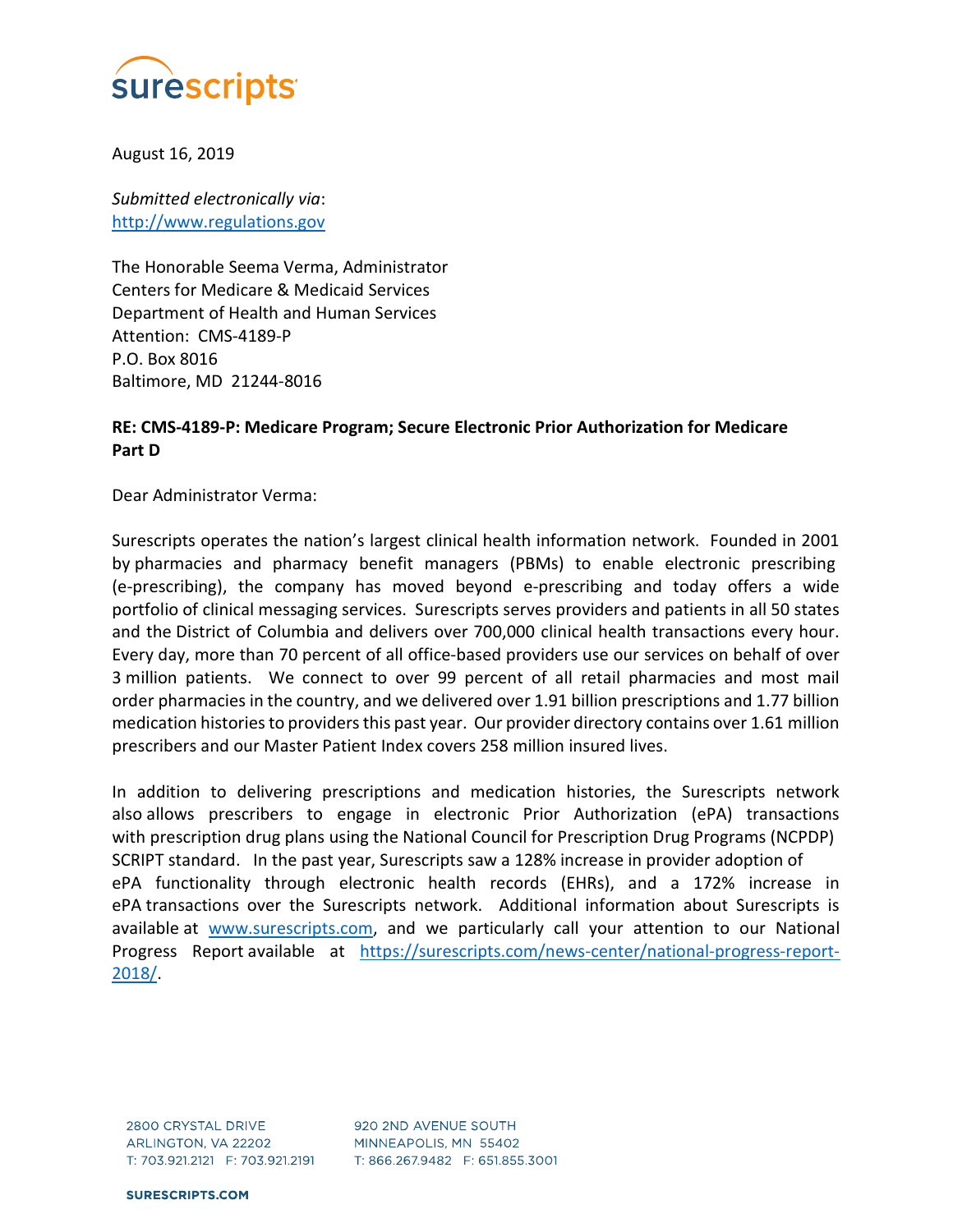surescripts

August 16, 2019

*Submitted electronically via*:
http://www.regulations.gov

The Honorable Seema Verma, Administrator
Centers for Medicare & Medicaid Services
Department of Health and Human Services
Attention: CMS-4189-P
P.O. Box 8016
Baltimore, MD 21244-8016

**RE: CMS-4189-P: Medicare Program; Secure Electronic Prior Authorization for Medicare Part D**

Dear Administrator Verma:

Surescripts operates the nation's largest clinical health information network. Founded in 2001 by pharmacies and pharmacy benefit managers (PBMs) to enable electronic prescribing (e-prescribing), the company has moved beyond e-prescribing and today offers a wide portfolio of clinical messaging services. Surescripts serves providers and patients in all 50 states and the District of Columbia and delivers over 700,000 clinical health transactions every hour. Every day, more than 70 percent of all office-based providers use our services on behalf of over 3 million patients. We connect to over 99 percent of all retail pharmacies and most mail order pharmacies in the country, and we delivered over 1.91 billion prescriptions and 1.77 billion medication histories to providers this past year. Our provider directory contains over 1.61 million prescribers and our Master Patient Index covers 258 million insured lives.

In addition to delivering prescriptions and medication histories, the Surescripts network also allows prescribers to engage in electronic Prior Authorization (ePA) transactions with prescription drug plans using the National Council for Prescription Drug Programs (NCPDP) SCRIPT standard. In the past year, Surescripts saw a 128% increase in provider adoption of ePA functionality through electronic health records (EHRs), and a 172% increase in ePA transactions over the Surescripts network. Additional information about Surescripts is available at www.surescripts.com, and we particularly call your attention to our National Progress Report available at https://surescripts.com/news-center/national-progress-report-2018/.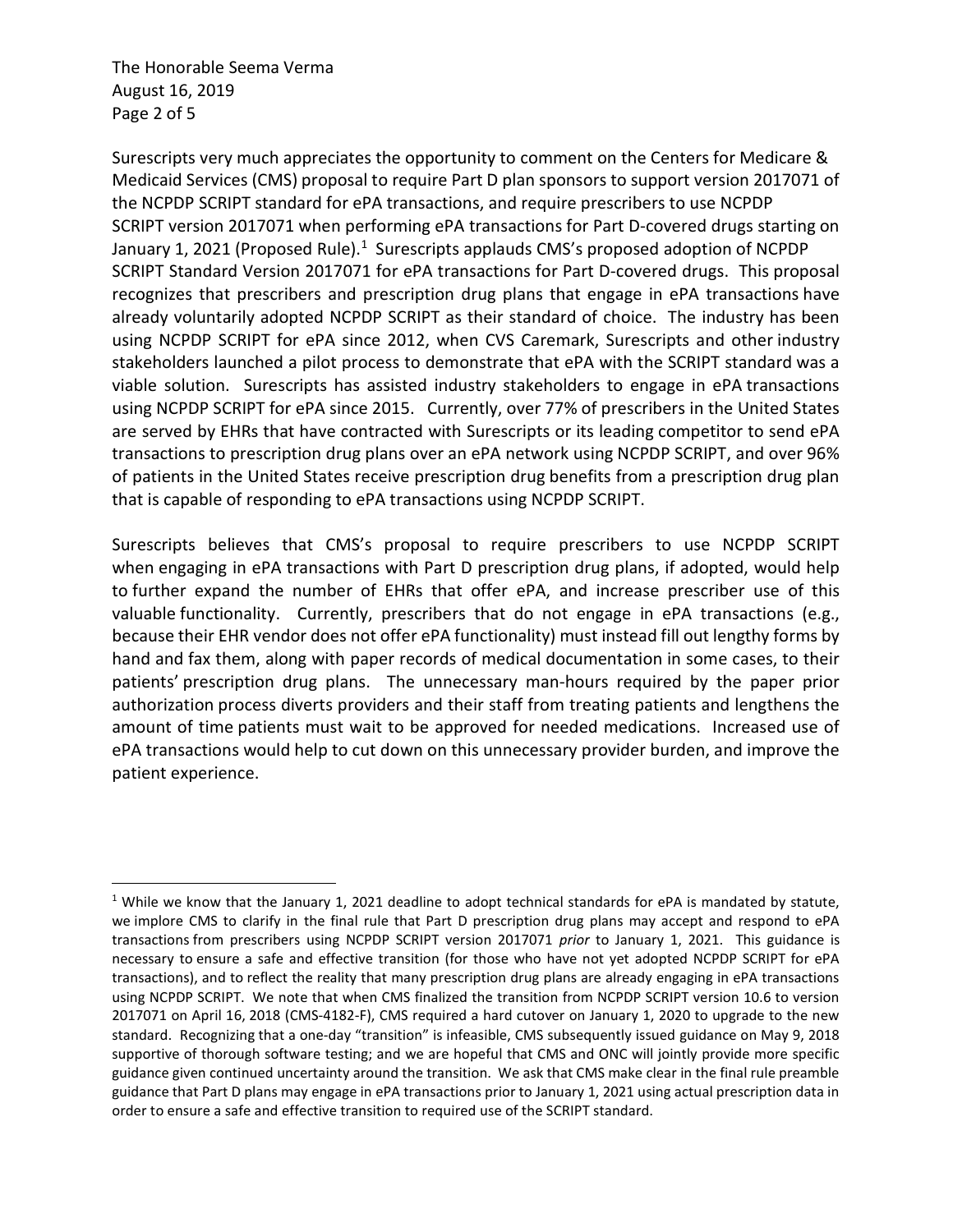Surescripts very much appreciates the opportunity to comment on the Centers for Medicare & Medicaid Services (CMS) proposal to require Part D plan sponsors to support version 2017071 of the NCPDP SCRIPT standard for ePA transactions, and require prescribers to use NCPDP SCRIPT version 2017071 when performing ePA transactions for Part D-covered drugs starting on January 1, 2021 (Proposed Rule).[1] Surescripts applauds CMS's proposed adoption of NCPDP SCRIPT Standard Version 2017071 for ePA transactions for Part D-covered drugs. This proposal recognizes that prescribers and prescription drug plans that engage in ePA transactions have already voluntarily adopted NCPDP SCRIPT as their standard of choice. The industry has been using NCPDP SCRIPT for ePA since 2012, when CVS Caremark, Surescripts and other industry stakeholders launched a pilot process to demonstrate that ePA with the SCRIPT standard was a viable solution. Surescripts has assisted industry stakeholders to engage in ePA transactions using NCPDP SCRIPT for ePA since 2015. Currently, over 77% of prescribers in the United States are served by EHRs that have contracted with Surescripts or its leading competitor to send ePA transactions to prescription drug plans over an ePA network using NCPDP SCRIPT, and over 96% of patients in the United States receive prescription drug benefits from a prescription drug plan that is capable of responding to ePA transactions using NCPDP SCRIPT.

Surescripts believes that CMS's proposal to require prescribers to use NCPDP SCRIPT when engaging in ePA transactions with Part D prescription drug plans, if adopted, would help to further expand the number of EHRs that offer ePA, and increase prescriber use of this valuable functionality. Currently, prescribers that do not engage in ePA transactions (e.g., because their EHR vendor does not offer ePA functionality) must instead fill out lengthy forms by hand and fax them, along with paper records of medical documentation in some cases, to their patients' prescription drug plans. The unnecessary man-hours required by the paper prior authorization process diverts providers and their staff from treating patients and lengthens the amount of time patients must wait to be approved for needed medications. Increased use of ePA transactions would help to cut down on this unnecessary provider burden, and improve the patient experience.

[1] While we know that the January 1, 2021 deadline to adopt technical standards for ePA is mandated by statute, we implore CMS to clarify in the final rule that Part D prescription drug plans may accept and respond to ePA transactions from prescribers using NCPDP SCRIPT version 2017071 *prior* to January 1, 2021. This guidance is necessary to ensure a safe and effective transition (for those who have not yet adopted NCPDP SCRIPT for ePA transactions), and to reflect the reality that many prescription drug plans are already engaging in ePA transactions using NCPDP SCRIPT. We note that when CMS finalized the transition from NCPDP SCRIPT version 10.6 to version 2017071 on April 16, 2018 (CMS-4182-F), CMS required a hard cutover on January 1, 2020 to upgrade to the new standard. Recognizing that a one-day "transition" is infeasible, CMS subsequently issued guidance on May 9, 2018 supportive of thorough software testing; and we are hopeful that CMS and ONC will jointly provide more specific guidance given continued uncertainty around the transition. We ask that CMS make clear in the final rule preamble guidance that Part D plans may engage in ePA transactions prior to January 1, 2021 using actual prescription data in order to ensure a safe and effective transition to required use of the SCRIPT standard.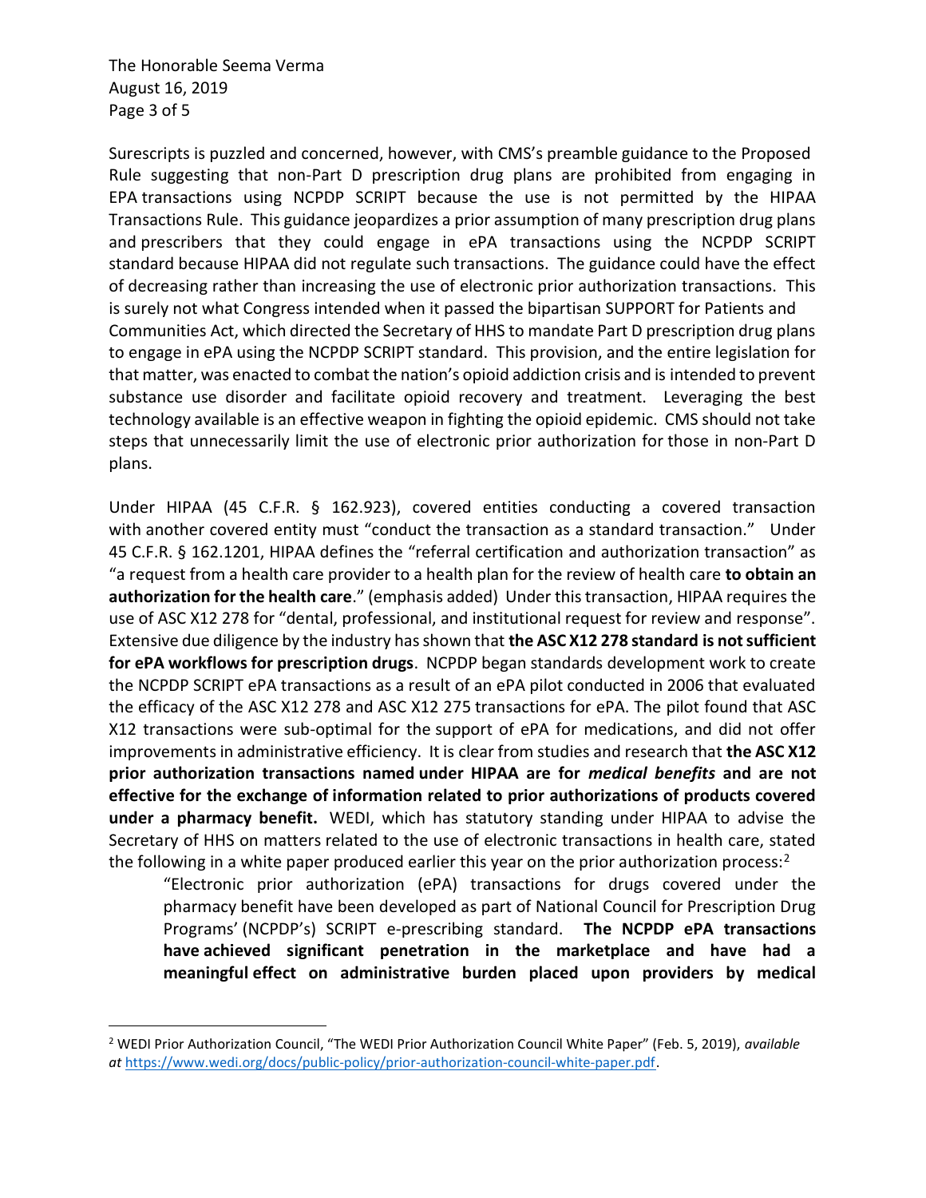Surescripts is puzzled and concerned, however, with CMS's preamble guidance to the Proposed Rule suggesting that non-Part D prescription drug plans are prohibited from engaging in EPA transactions using NCPDP SCRIPT because the use is not permitted by the HIPAA Transactions Rule. This guidance jeopardizes a prior assumption of many prescription drug plans and prescribers that they could engage in ePA transactions using the NCPDP SCRIPT standard because HIPAA did not regulate such transactions. The guidance could have the effect of decreasing rather than increasing the use of electronic prior authorization transactions. This is surely not what Congress intended when it passed the bipartisan SUPPORT for Patients and Communities Act, which directed the Secretary of HHS to mandate Part D prescription drug plans to engage in ePA using the NCPDP SCRIPT standard. This provision, and the entire legislation for that matter, was enacted to combat the nation's opioid addiction crisis and is intended to prevent substance use disorder and facilitate opioid recovery and treatment. Leveraging the best technology available is an effective weapon in fighting the opioid epidemic. CMS should not take steps that unnecessarily limit the use of electronic prior authorization for those in non-Part D plans.

Under HIPAA (45 C.F.R. § 162.923), covered entities conducting a covered transaction with another covered entity must "conduct the transaction as a standard transaction." Under 45 C.F.R. § 162.1201, HIPAA defines the "referral certification and authorization transaction" as "a request from a health care provider to a health plan for the review of health care **to obtain an authorization for the health care**." (emphasis added) Under this transaction, HIPAA requires the use of ASC X12 278 for "dental, professional, and institutional request for review and response". Extensive due diligence by the industry has shown that **the ASC X12 278 standard is not sufficient for ePA workflows for prescription drugs**. NCPDP began standards development work to create the NCPDP SCRIPT ePA transactions as a result of an ePA pilot conducted in 2006 that evaluated the efficacy of the ASC X12 278 and ASC X12 275 transactions for ePA. The pilot found that ASC X12 transactions were sub-optimal for the support of ePA for medications, and did not offer improvements in administrative efficiency. It is clear from studies and research that **the ASC X12 prior authorization transactions named under HIPAA are for *medical benefits* and are not effective for the exchange of information related to prior authorizations of products covered under a pharmacy benefit.** WEDI, which has statutory standing under HIPAA to advise the Secretary of HHS on matters related to the use of electronic transactions in health care, stated the following in a white paper produced earlier this year on the prior authorization process:[2]

> "Electronic prior authorization (ePA) transactions for drugs covered under the pharmacy benefit have been developed as part of National Council for Prescription Drug Programs' (NCPDP's) SCRIPT e-prescribing standard. **The NCPDP ePA transactions have achieved significant penetration in the marketplace and have had a meaningful effect on administrative burden placed upon providers by medical**

[2] WEDI Prior Authorization Council, "The WEDI Prior Authorization Council White Paper" (Feb. 5, 2019), *available at* https://www.wedi.org/docs/public-policy/prior-authorization-council-white-paper.pdf.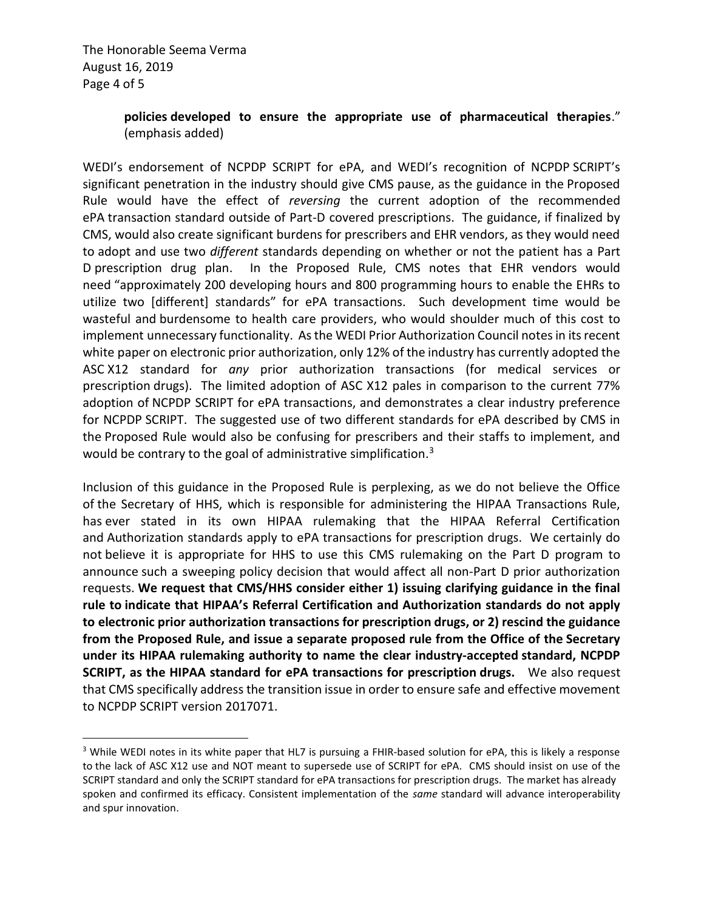> **policies developed to ensure the appropriate use of pharmaceutical therapies**." (emphasis added)

WEDI's endorsement of NCPDP SCRIPT for ePA, and WEDI's recognition of NCPDP SCRIPT's significant penetration in the industry should give CMS pause, as the guidance in the Proposed Rule would have the effect of *reversing* the current adoption of the recommended ePA transaction standard outside of Part-D covered prescriptions. The guidance, if finalized by CMS, would also create significant burdens for prescribers and EHR vendors, as they would need to adopt and use two *different* standards depending on whether or not the patient has a Part D prescription drug plan. In the Proposed Rule, CMS notes that EHR vendors would need "approximately 200 developing hours and 800 programming hours to enable the EHRs to utilize two [different] standards" for ePA transactions. Such development time would be wasteful and burdensome to health care providers, who would shoulder much of this cost to implement unnecessary functionality. As the WEDI Prior Authorization Council notes in its recent white paper on electronic prior authorization, only 12% of the industry has currently adopted the ASC X12 standard for *any* prior authorization transactions (for medical services or prescription drugs). The limited adoption of ASC X12 pales in comparison to the current 77% adoption of NCPDP SCRIPT for ePA transactions, and demonstrates a clear industry preference for NCPDP SCRIPT. The suggested use of two different standards for ePA described by CMS in the Proposed Rule would also be confusing for prescribers and their staffs to implement, and would be contrary to the goal of administrative simplification.[3]

Inclusion of this guidance in the Proposed Rule is perplexing, as we do not believe the Office of the Secretary of HHS, which is responsible for administering the HIPAA Transactions Rule, has ever stated in its own HIPAA rulemaking that the HIPAA Referral Certification and Authorization standards apply to ePA transactions for prescription drugs. We certainly do not believe it is appropriate for HHS to use this CMS rulemaking on the Part D program to announce such a sweeping policy decision that would affect all non-Part D prior authorization requests. **We request that CMS/HHS consider either 1) issuing clarifying guidance in the final rule to indicate that HIPAA's Referral Certification and Authorization standards do not apply to electronic prior authorization transactions for prescription drugs, or 2) rescind the guidance from the Proposed Rule, and issue a separate proposed rule from the Office of the Secretary under its HIPAA rulemaking authority to name the clear industry-accepted standard, NCPDP SCRIPT, as the HIPAA standard for ePA transactions for prescription drugs.** We also request that CMS specifically address the transition issue in order to ensure safe and effective movement to NCPDP SCRIPT version 2017071.

---

[3] While WEDI notes in its white paper that HL7 is pursuing a FHIR-based solution for ePA, this is likely a response to the lack of ASC X12 use and NOT meant to supersede use of SCRIPT for ePA. CMS should insist on use of the SCRIPT standard and only the SCRIPT standard for ePA transactions for prescription drugs. The market has already spoken and confirmed its efficacy. Consistent implementation of the *same* standard will advance interoperability and spur innovation.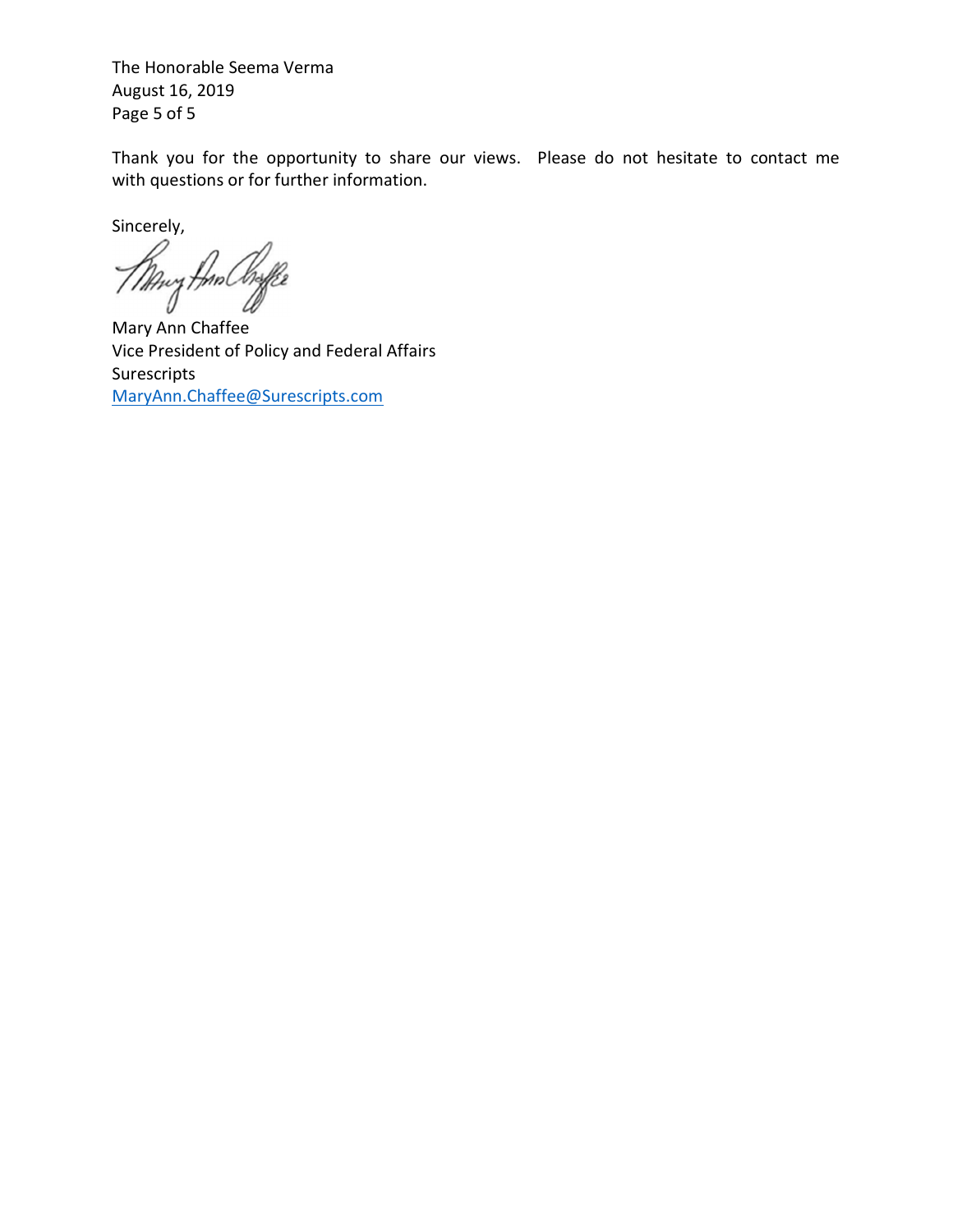Thank you for the opportunity to share our views. Please do not hesitate to contact me with questions or for further information.

Sincerely,

Mary Ann Chaffee  
Vice President of Policy and Federal Affairs  
Surescripts  
MaryAnn.Chaffee@Surescripts.com